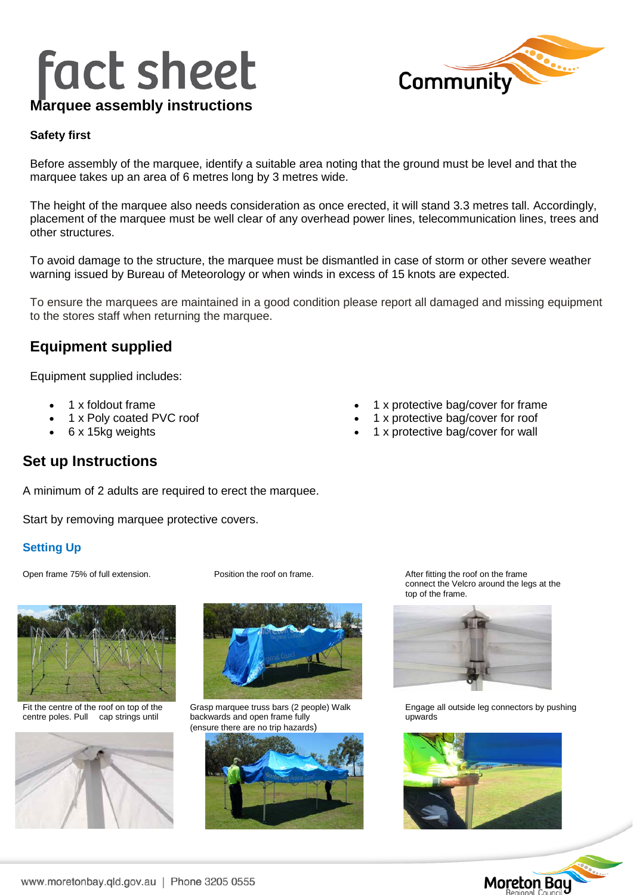# fact sheet

## Marquee assembly instructions

**Safety first**

Before assembly of the marquee, identify a suitable area noting that the ground must be level and that the marquee takes up an area of 6 metres long by 3 metres wide.

The height of the marquee also needs consideration as once erected, it will stand 3.3 metres tall. Accordingly, placement of the marquee must be well clear of any overhead power lines, telecommunication lines, trees and other structures.

To avoid damage to the structure, the marquee must be dismantled in case of storm or other severe weather warning issued by Bureau of Meteorology or when winds in excess of 15 knots are expected.

To ensure the marquees are maintained in a good condition please report all damaged and missing equipment to the stores staff when returning the marquee.

## Equipment supplied

Equipment supplied includes:

- 1 x foldout frame
- 1 x Poly coated PVC roof
- 6 x 15kg weights
- 1 x protective bag/cover for frame
- 1 x protective bag/cover for roof
- 1 x protective bag/cover for wall

## Set up Instructions

A minimum of 2 adults are required to erect the marquee.

Start by removing marquee protective covers.

### Setting Up

Open frame 75% of full extension.

Position the roof on frame.

After fitting the roof on the frame connect the Velcro around the legs at the top of the frame.

Fit the centre of the roof on top of the centre poles. Pull cap strings until

Grasp marquee truss bars (2 people) Walk backwards and open frame fully (ensure there are no trip hazards)

Engage all outside leg connectors by pushing upwards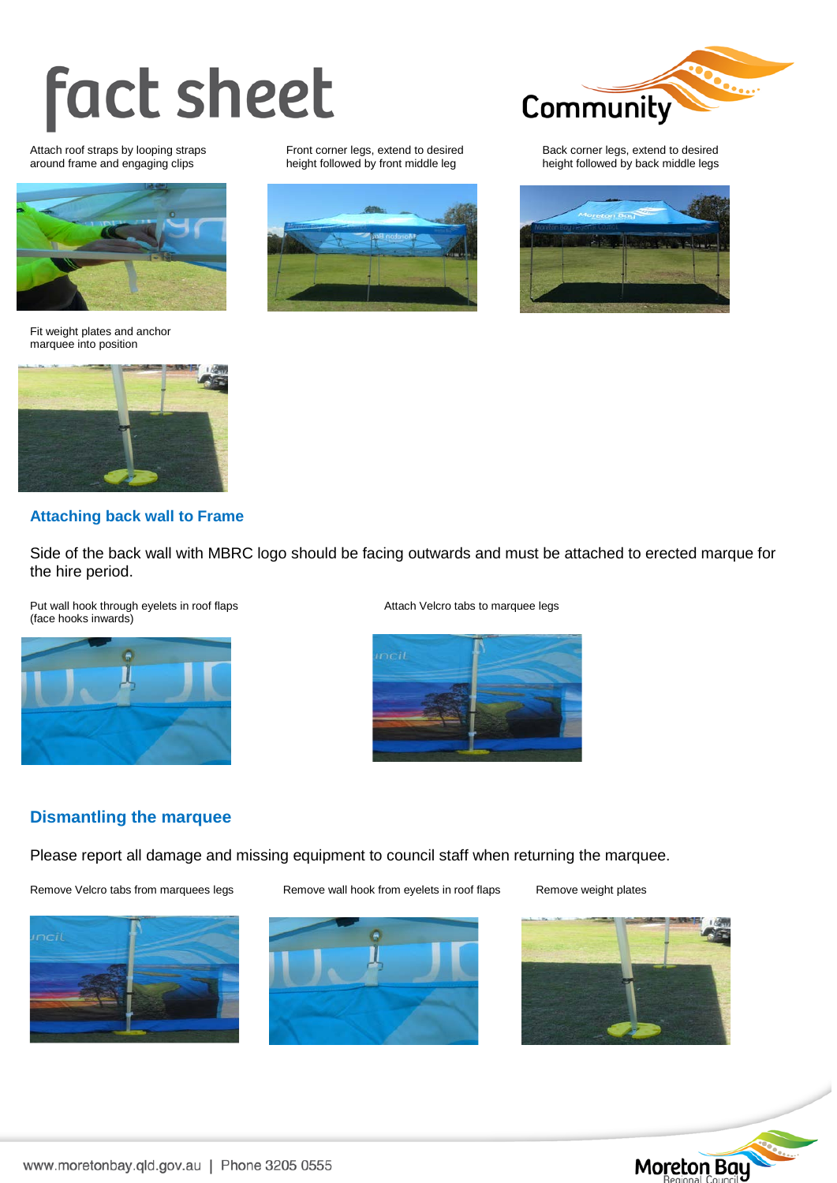Attach roof straps by looping straps around frame and engaging clips

Front corner legs, extend to desired height followed by front middle leg

Back corner legs, extend to desired height followed by back middle legs

Fit weight plates and anchor marquee into position

## Attaching back wall to Frame

Side of the back wall with MBRC logo should be facing outwards and must be attached to erected marque for the hire period.

Put wall hook through eyelets in roof flaps (face hooks inwards)

Attach Velcro tabs to marquee legs

## Dismantling the marquee

Please report all damage and missing equipment to council staff when returning the marquee.

Remove Velcro tabs from marquees legs

Remove wall hook from eyelets in roof flaps

Remove weight plates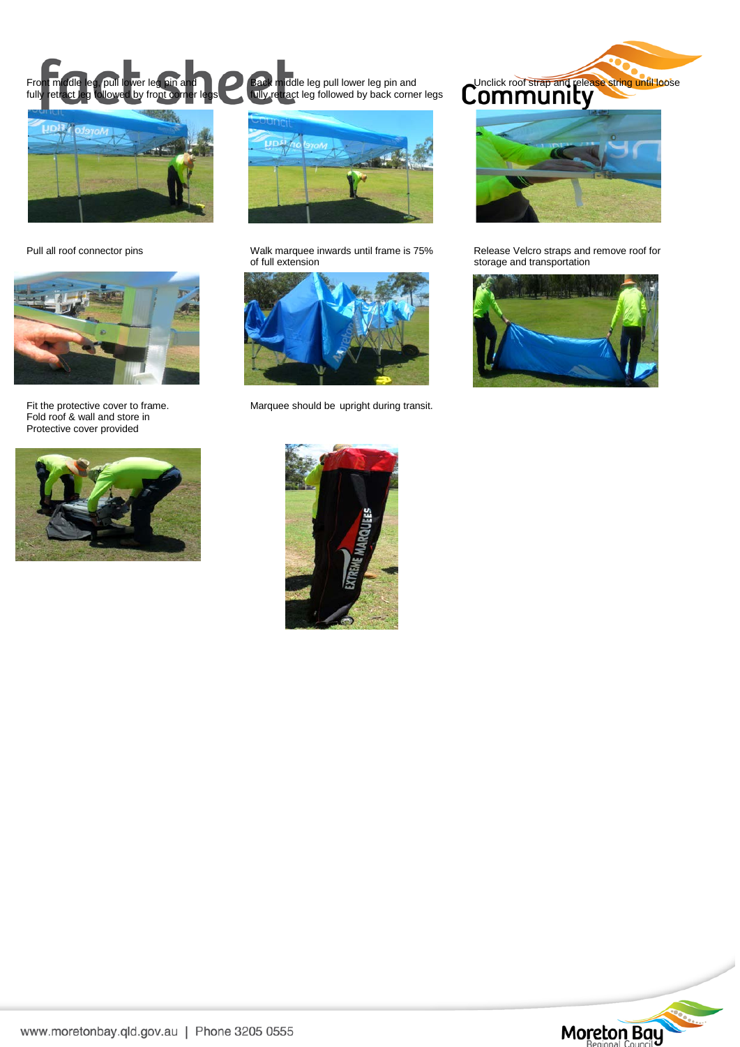Front middle leg, pull lower leg pin and fully retract leg followed by front corner legs

Back middle leg pull lower leg pin and fully retract leg followed by back corner legs

Unclick roof strap and release string until loose

Pull all roof connector pins

Walk marquee inwards until frame is 75% of full extension

Release Velcro straps and remove roof for storage and transportation

Fit the protective cover to frame. Fold roof & wall and store in Protective cover provided

Marquee should be upright during transit.